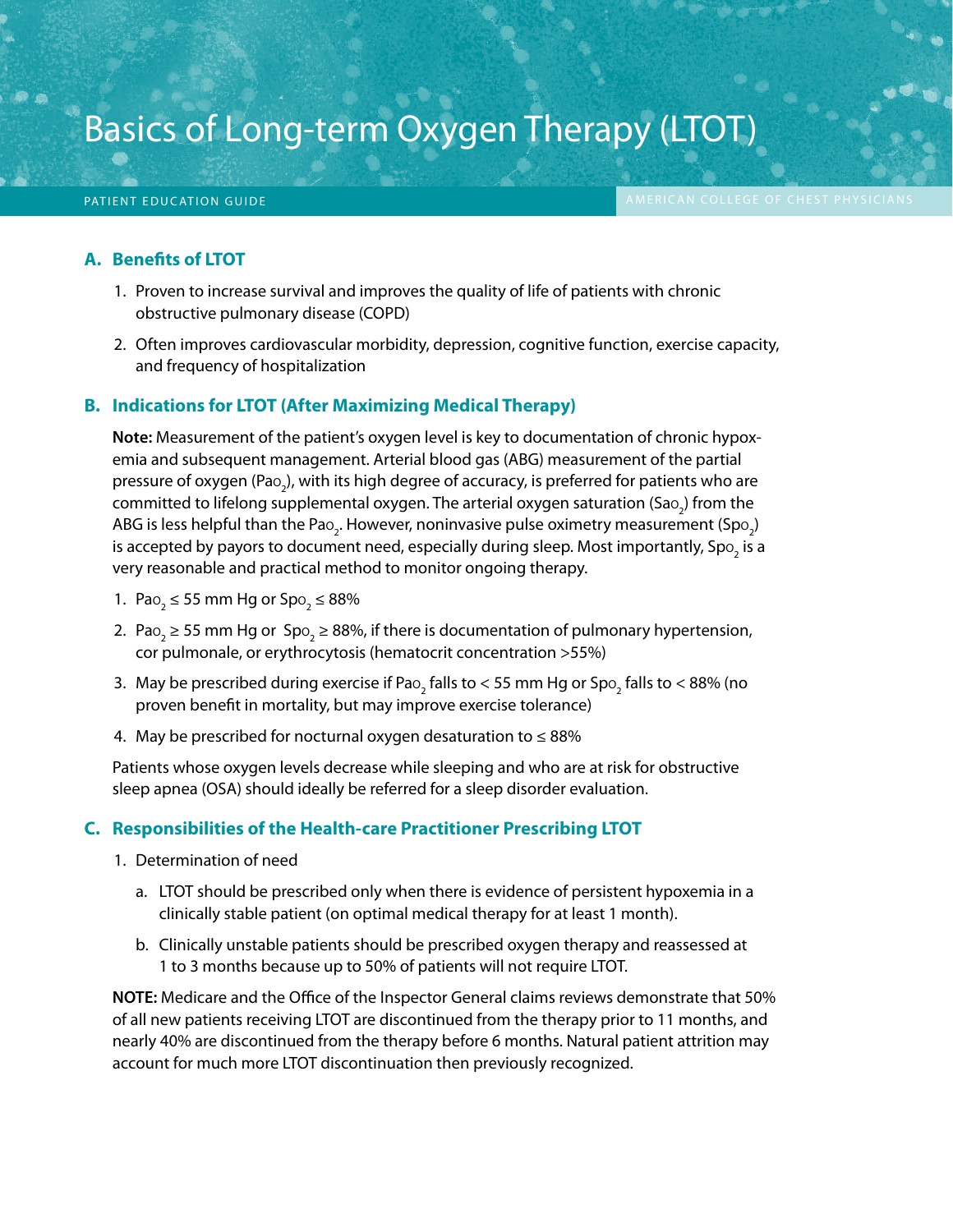# Basics of Long-term Oxygen Therapy (LTOT)

PATIENT EDUCATION GUIDE

AMERICAN COLLEGE OF CHEST PHYSICIANS

## A. Benefits of LTOT

1. Proven to increase survival and improves the quality of life of patients with chronic obstructive pulmonary disease (COPD)
2. Often improves cardiovascular morbidity, depression, cognitive function, exercise capacity, and frequency of hospitalization

## B. Indications for LTOT (After Maximizing Medical Therapy)

**Note:** Measurement of the patient's oxygen level is key to documentation of chronic hypoxemia and subsequent management. Arterial blood gas (ABG) measurement of the partial pressure of oxygen ($Pa_{O_2}$), with its high degree of accuracy, is preferred for patients who are committed to lifelong supplemental oxygen. The arterial oxygen saturation ($Sa_{O_2}$) from the ABG is less helpful than the $Pa_{O_2}$. However, noninvasive pulse oximetry measurement ($Sp_{O_2}$) is accepted by payors to document need, especially during sleep. Most importantly, $Sp_{O_2}$ is a very reasonable and practical method to monitor ongoing therapy.

1. $Pa_{O_2} \leq 55$ mm Hg or $Sp_{O_2} \leq 88\%$
2. $Pa_{O_2} \geq 55$ mm Hg or $Sp_{O_2} \geq 88\%$, if there is documentation of pulmonary hypertension, cor pulmonale, or erythrocytosis (hematocrit concentration >55%)
3. May be prescribed during exercise if $Pa_{O_2}$ falls to < 55 mm Hg or $Sp_{O_2}$ falls to < 88% (no proven benefit in mortality, but may improve exercise tolerance)
4. May be prescribed for nocturnal oxygen desaturation to ≤ 88%

Patients whose oxygen levels decrease while sleeping and who are at risk for obstructive sleep apnea (OSA) should ideally be referred for a sleep disorder evaluation.

## C. Responsibilities of the Health-care Practitioner Prescribing LTOT

1. Determination of need
   a. LTOT should be prescribed only when there is evidence of persistent hypoxemia in a clinically stable patient (on optimal medical therapy for at least 1 month).
   b. Clinically unstable patients should be prescribed oxygen therapy and reassessed at 1 to 3 months because up to 50% of patients will not require LTOT.

**NOTE:** Medicare and the Office of the Inspector General claims reviews demonstrate that 50% of all new patients receiving LTOT are discontinued from the therapy prior to 11 months, and nearly 40% are discontinued from the therapy before 6 months. Natural patient attrition may account for much more LTOT discontinuation then previously recognized.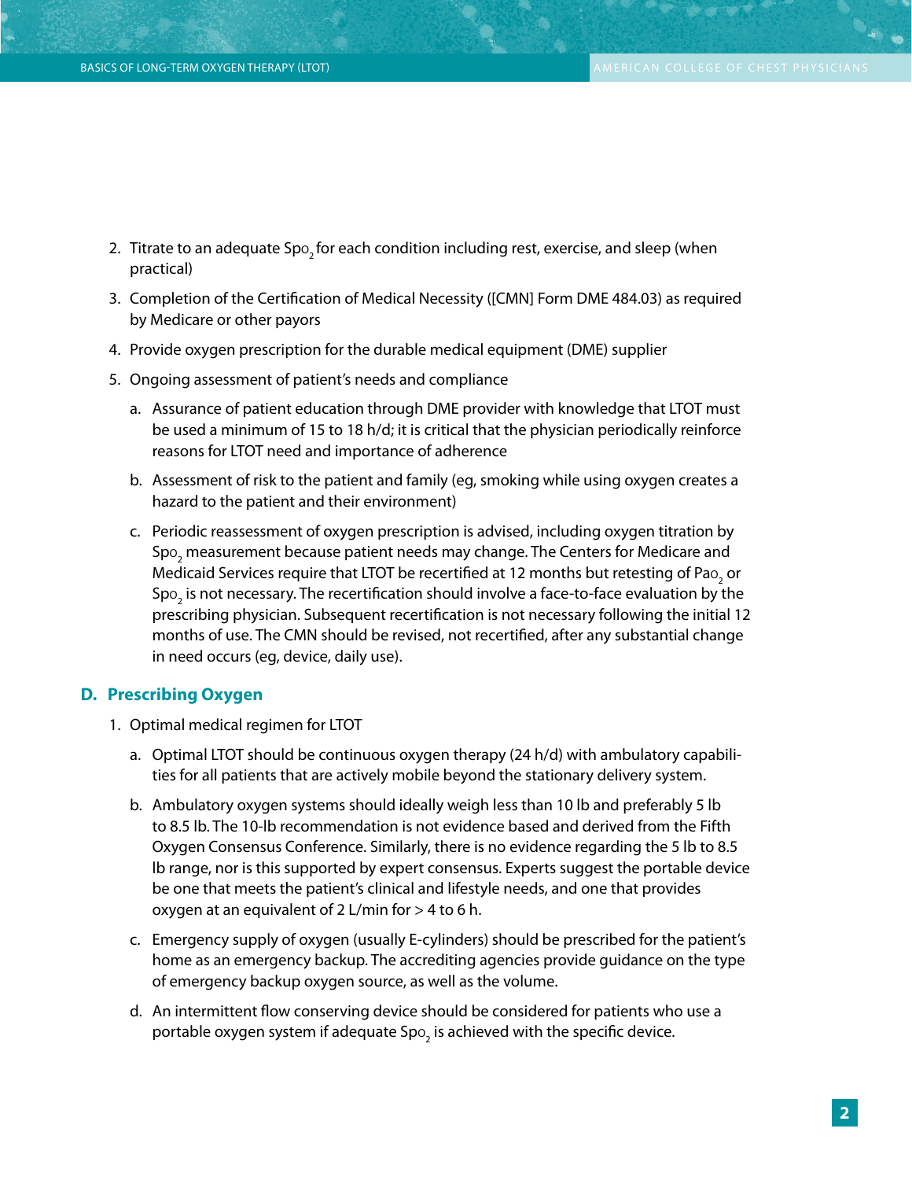2. Titrate to an adequate $Spo_2$ for each condition including rest, exercise, and sleep (when practical)
3. Completion of the Certification of Medical Necessity ([CMN] Form DME 484.03) as required by Medicare or other payors
4. Provide oxygen prescription for the durable medical equipment (DME) supplier
5. Ongoing assessment of patient's needs and compliance
   a. Assurance of patient education through DME provider with knowledge that LTOT must be used a minimum of 15 to 18 h/d; it is critical that the physician periodically reinforce reasons for LTOT need and importance of adherence
   b. Assessment of risk to the patient and family (eg, smoking while using oxygen creates a hazard to the patient and their environment)
   c. Periodic reassessment of oxygen prescription is advised, including oxygen titration by $Spo_2$ measurement because patient needs may change. The Centers for Medicare and Medicaid Services require that LTOT be recertified at 12 months but retesting of $Pao_2$ or $Spo_2$ is not necessary. The recertification should involve a face-to-face evaluation by the prescribing physician. Subsequent recertification is not necessary following the initial 12 months of use. The CMN should be revised, not recertified, after any substantial change in need occurs (eg, device, daily use).

## D. Prescribing Oxygen

1. Optimal medical regimen for LTOT
   a. Optimal LTOT should be continuous oxygen therapy (24 h/d) with ambulatory capabilities for all patients that are actively mobile beyond the stationary delivery system.
   b. Ambulatory oxygen systems should ideally weigh less than 10 lb and preferably 5 lb to 8.5 lb. The 10-lb recommendation is not evidence based and derived from the Fifth Oxygen Consensus Conference. Similarly, there is no evidence regarding the 5 lb to 8.5 lb range, nor is this supported by expert consensus. Experts suggest the portable device be one that meets the patient's clinical and lifestyle needs, and one that provides oxygen at an equivalent of 2 L/min for > 4 to 6 h.
   c. Emergency supply of oxygen (usually E-cylinders) should be prescribed for the patient's home as an emergency backup. The accrediting agencies provide guidance on the type of emergency backup oxygen source, as well as the volume.
   d. An intermittent flow conserving device should be considered for patients who use a portable oxygen system if adequate $Spo_2$ is achieved with the specific device.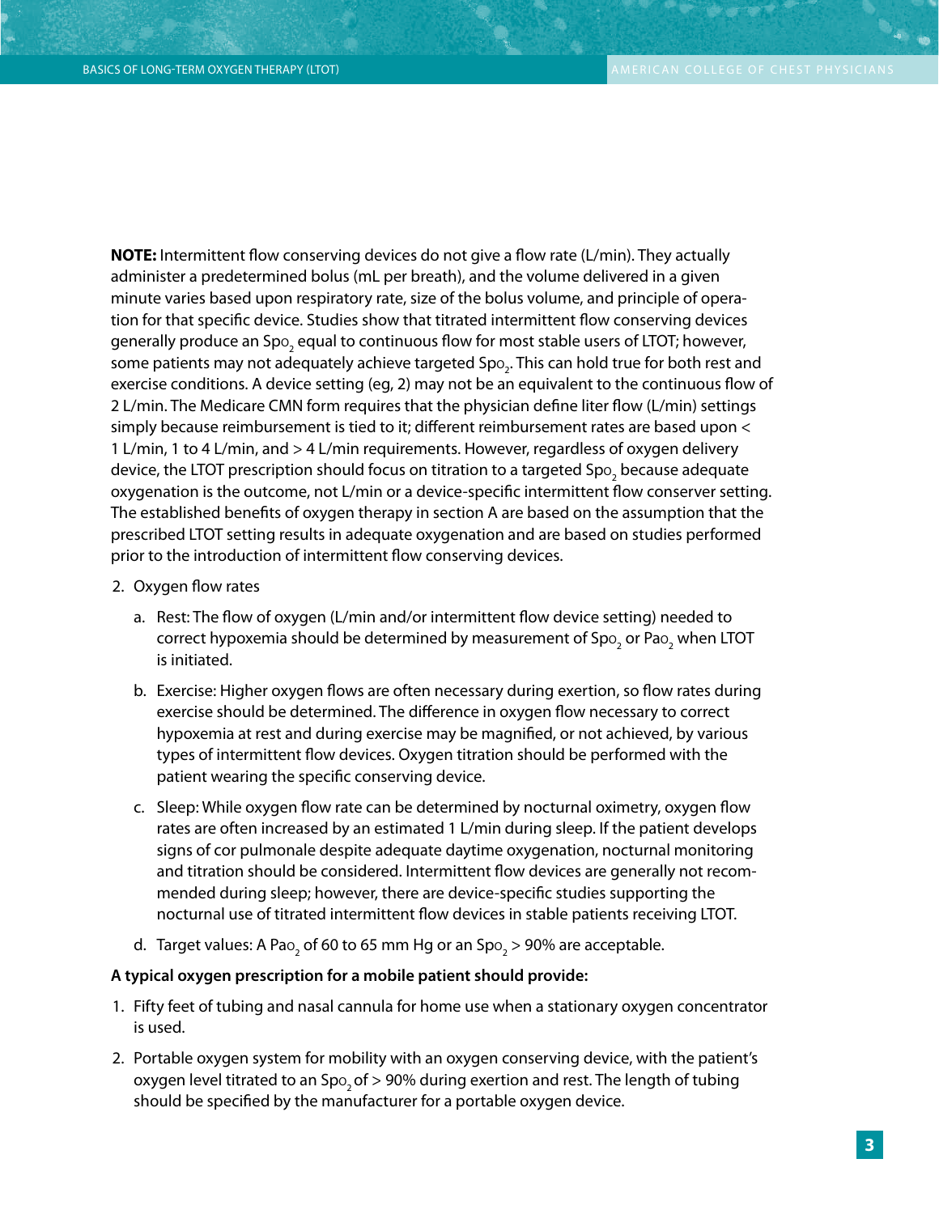**NOTE:** Intermittent flow conserving devices do not give a flow rate (L/min). They actually administer a predetermined bolus (mL per breath), and the volume delivered in a given minute varies based upon respiratory rate, size of the bolus volume, and principle of operation for that specific device. Studies show that titrated intermittent flow conserving devices generally produce an $Spo_2$ equal to continuous flow for most stable users of LTOT; however, some patients may not adequately achieve targeted $Spo_2$. This can hold true for both rest and exercise conditions. A device setting (eg, 2) may not be an equivalent to the continuous flow of 2 L/min. The Medicare CMN form requires that the physician define liter flow (L/min) settings simply because reimbursement is tied to it; different reimbursement rates are based upon < 1 L/min, 1 to 4 L/min, and > 4 L/min requirements. However, regardless of oxygen delivery device, the LTOT prescription should focus on titration to a targeted $Spo_2$ because adequate oxygenation is the outcome, not L/min or a device-specific intermittent flow conserver setting. The established benefits of oxygen therapy in section A are based on the assumption that the prescribed LTOT setting results in adequate oxygenation and are based on studies performed prior to the introduction of intermittent flow conserving devices.

2. Oxygen flow rates
   a. Rest: The flow of oxygen (L/min and/or intermittent flow device setting) needed to correct hypoxemia should be determined by measurement of $Spo_2$ or $Pao_2$ when LTOT is initiated.
   b. Exercise: Higher oxygen flows are often necessary during exertion, so flow rates during exercise should be determined. The difference in oxygen flow necessary to correct hypoxemia at rest and during exercise may be magnified, or not achieved, by various types of intermittent flow devices. Oxygen titration should be performed with the patient wearing the specific conserving device.
   c. Sleep: While oxygen flow rate can be determined by nocturnal oximetry, oxygen flow rates are often increased by an estimated 1 L/min during sleep. If the patient develops signs of cor pulmonale despite adequate daytime oxygenation, nocturnal monitoring and titration should be considered. Intermittent flow devices are generally not recommended during sleep; however, there are device-specific studies supporting the nocturnal use of titrated intermittent flow devices in stable patients receiving LTOT.
   d. Target values: A $Pao_2$ of 60 to 65 mm Hg or an $Spo_2$ > 90% are acceptable.

**A typical oxygen prescription for a mobile patient should provide:**

1. Fifty feet of tubing and nasal cannula for home use when a stationary oxygen concentrator is used.
2. Portable oxygen system for mobility with an oxygen conserving device, with the patient's oxygen level titrated to an $Spo_2$ of > 90% during exertion and rest. The length of tubing should be specified by the manufacturer for a portable oxygen device.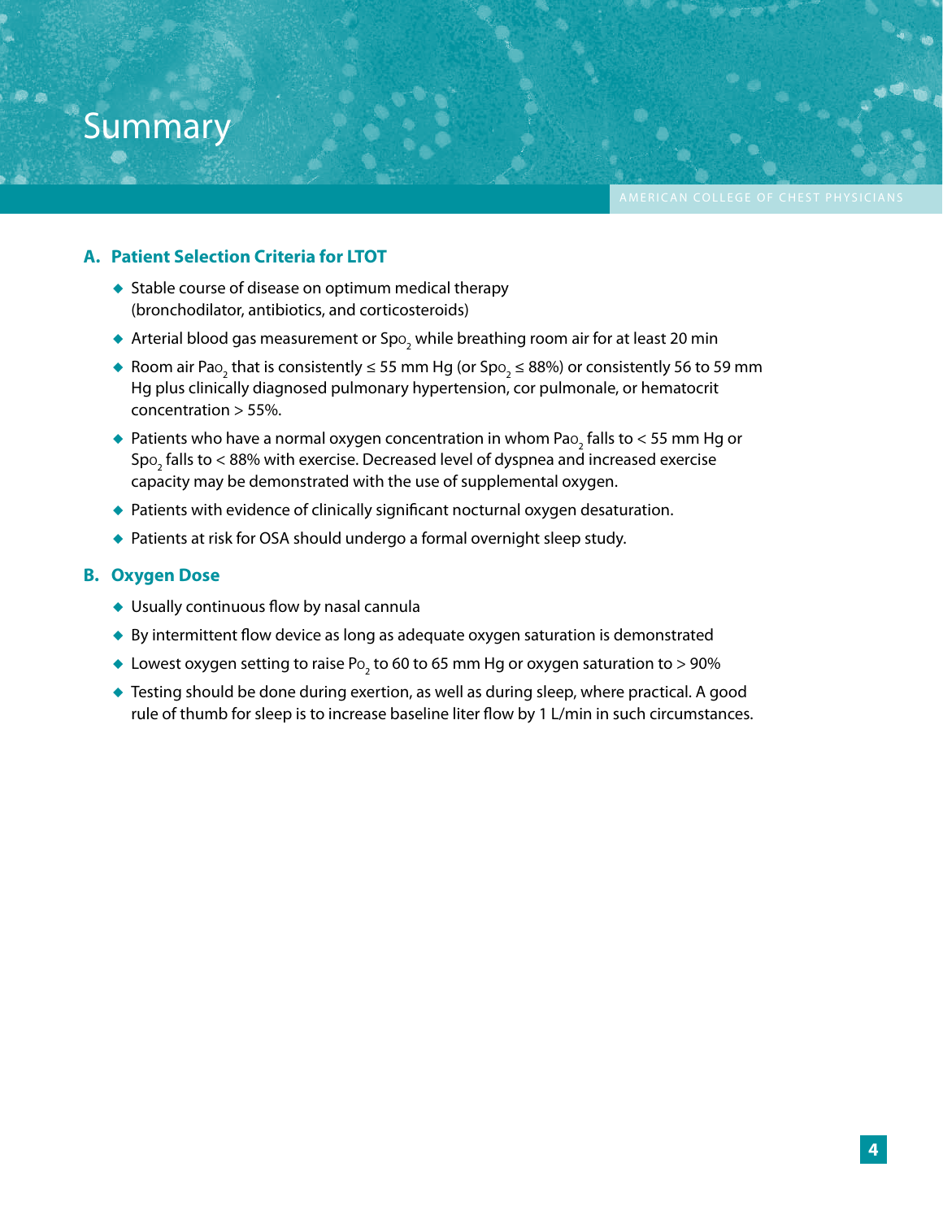# Summary

## A. Patient Selection Criteria for LTOT

- Stable course of disease on optimum medical therapy (bronchodilator, antibiotics, and corticosteroids)
- Arterial blood gas measurement or $Spo_2$ while breathing room air for at least 20 min
- Room air $Pao_2$ that is consistently ≤ 55 mm Hg (or $Spo_2$ ≤ 88%) or consistently 56 to 59 mm Hg plus clinically diagnosed pulmonary hypertension, cor pulmonale, or hematocrit concentration > 55%.
- Patients who have a normal oxygen concentration in whom $Pao_2$ falls to < 55 mm Hg or $Spo_2$ falls to < 88% with exercise. Decreased level of dyspnea and increased exercise capacity may be demonstrated with the use of supplemental oxygen.
- Patients with evidence of clinically significant nocturnal oxygen desaturation.
- Patients at risk for OSA should undergo a formal overnight sleep study.

## B. Oxygen Dose

- Usually continuous flow by nasal cannula
- By intermittent flow device as long as adequate oxygen saturation is demonstrated
- Lowest oxygen setting to raise $Po_2$ to 60 to 65 mm Hg or oxygen saturation to > 90%
- Testing should be done during exertion, as well as during sleep, where practical. A good rule of thumb for sleep is to increase baseline liter flow by 1 L/min in such circumstances.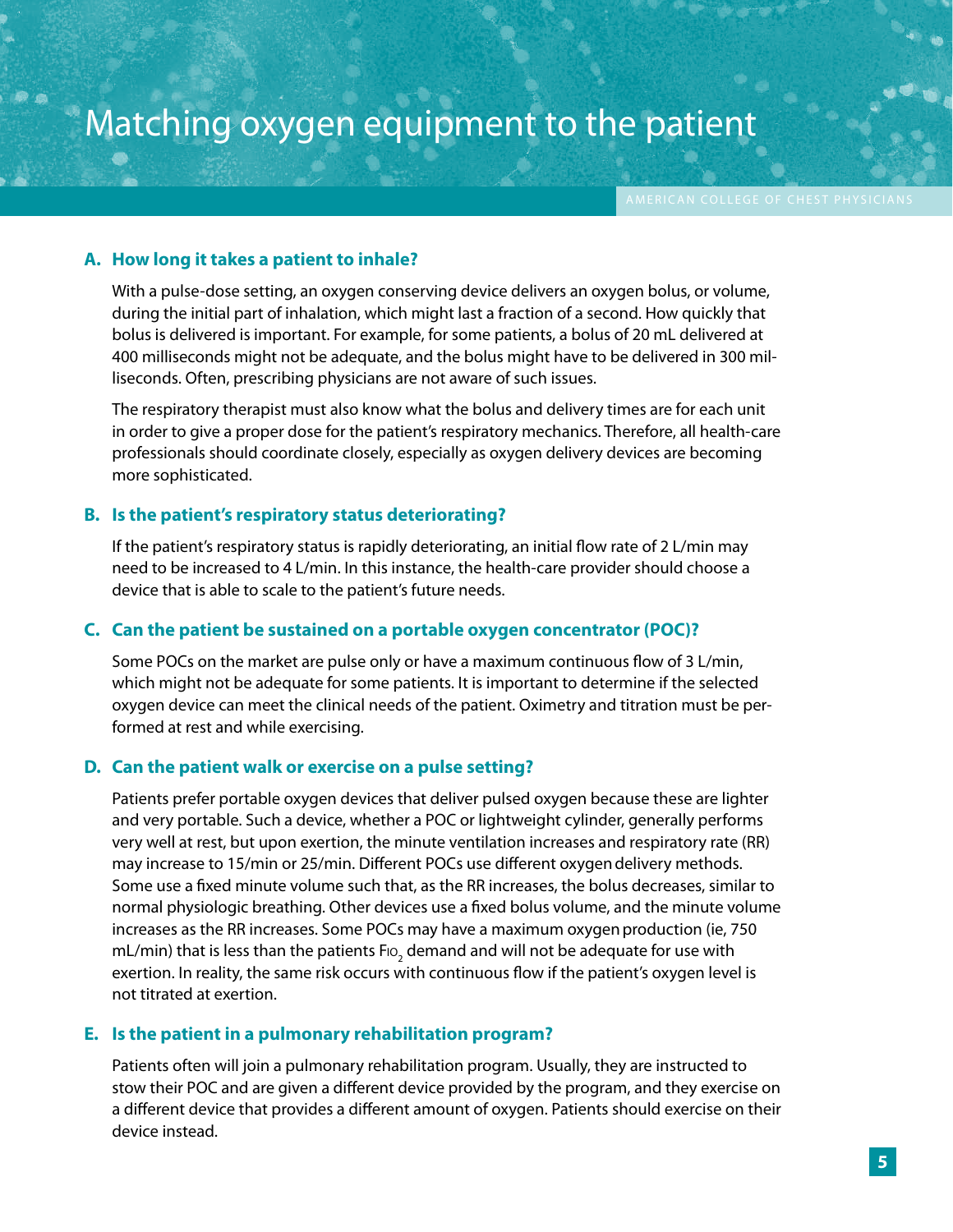# Matching oxygen equipment to the patient

### A. How long it takes a patient to inhale?

With a pulse-dose setting, an oxygen conserving device delivers an oxygen bolus, or volume, during the initial part of inhalation, which might last a fraction of a second. How quickly that bolus is delivered is important. For example, for some patients, a bolus of 20 mL delivered at 400 milliseconds might not be adequate, and the bolus might have to be delivered in 300 milliseconds. Often, prescribing physicians are not aware of such issues.

The respiratory therapist must also know what the bolus and delivery times are for each unit in order to give a proper dose for the patient's respiratory mechanics. Therefore, all health-care professionals should coordinate closely, especially as oxygen delivery devices are becoming more sophisticated.

### B. Is the patient's respiratory status deteriorating?

If the patient's respiratory status is rapidly deteriorating, an initial flow rate of 2 L/min may need to be increased to 4 L/min. In this instance, the health-care provider should choose a device that is able to scale to the patient's future needs.

### C. Can the patient be sustained on a portable oxygen concentrator (POC)?

Some POCs on the market are pulse only or have a maximum continuous flow of 3 L/min, which might not be adequate for some patients. It is important to determine if the selected oxygen device can meet the clinical needs of the patient. Oximetry and titration must be performed at rest and while exercising.

### D. Can the patient walk or exercise on a pulse setting?

Patients prefer portable oxygen devices that deliver pulsed oxygen because these are lighter and very portable. Such a device, whether a POC or lightweight cylinder, generally performs very well at rest, but upon exertion, the minute ventilation increases and respiratory rate (RR) may increase to 15/min or 25/min. Different POCs use different oxygen delivery methods. Some use a fixed minute volume such that, as the RR increases, the bolus decreases, similar to normal physiologic breathing. Other devices use a fixed bolus volume, and the minute volume increases as the RR increases. Some POCs may have a maximum oxygen production (ie, 750 mL/min) that is less than the patients $F_{IO_2}$ demand and will not be adequate for use with exertion. In reality, the same risk occurs with continuous flow if the patient's oxygen level is not titrated at exertion.

### E. Is the patient in a pulmonary rehabilitation program?

Patients often will join a pulmonary rehabilitation program. Usually, they are instructed to stow their POC and are given a different device provided by the program, and they exercise on a different device that provides a different amount of oxygen. Patients should exercise on their device instead.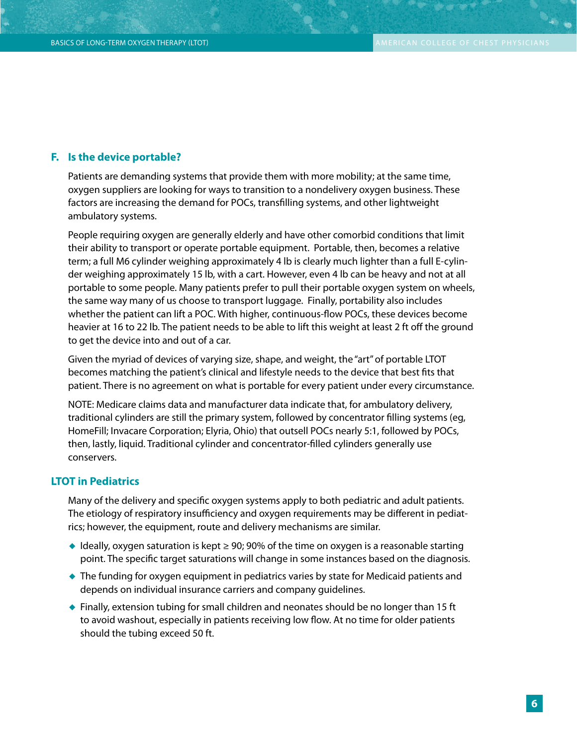### F. Is the device portable?

Patients are demanding systems that provide them with more mobility; at the same time, oxygen suppliers are looking for ways to transition to a nondelivery oxygen business. These factors are increasing the demand for POCs, transfilling systems, and other lightweight ambulatory systems.

People requiring oxygen are generally elderly and have other comorbid conditions that limit their ability to transport or operate portable equipment. Portable, then, becomes a relative term; a full M6 cylinder weighing approximately 4 lb is clearly much lighter than a full E-cylinder weighing approximately 15 lb, with a cart. However, even 4 lb can be heavy and not at all portable to some people. Many patients prefer to pull their portable oxygen system on wheels, the same way many of us choose to transport luggage. Finally, portability also includes whether the patient can lift a POC. With higher, continuous-flow POCs, these devices become heavier at 16 to 22 lb. The patient needs to be able to lift this weight at least 2 ft off the ground to get the device into and out of a car.

Given the myriad of devices of varying size, shape, and weight, the "art" of portable LTOT becomes matching the patient's clinical and lifestyle needs to the device that best fits that patient. There is no agreement on what is portable for every patient under every circumstance.

NOTE: Medicare claims data and manufacturer data indicate that, for ambulatory delivery, traditional cylinders are still the primary system, followed by concentrator filling systems (eg, HomeFill; Invacare Corporation; Elyria, Ohio) that outsell POCs nearly 5:1, followed by POCs, then, lastly, liquid. Traditional cylinder and concentrator-filled cylinders generally use conservers.

## LTOT in Pediatrics

Many of the delivery and specific oxygen systems apply to both pediatric and adult patients. The etiology of respiratory insufficiency and oxygen requirements may be different in pediatrics; however, the equipment, route and delivery mechanisms are similar.

- Ideally, oxygen saturation is kept ≥ 90; 90% of the time on oxygen is a reasonable starting point. The specific target saturations will change in some instances based on the diagnosis.
- The funding for oxygen equipment in pediatrics varies by state for Medicaid patients and depends on individual insurance carriers and company guidelines.
- Finally, extension tubing for small children and neonates should be no longer than 15 ft to avoid washout, especially in patients receiving low flow. At no time for older patients should the tubing exceed 50 ft.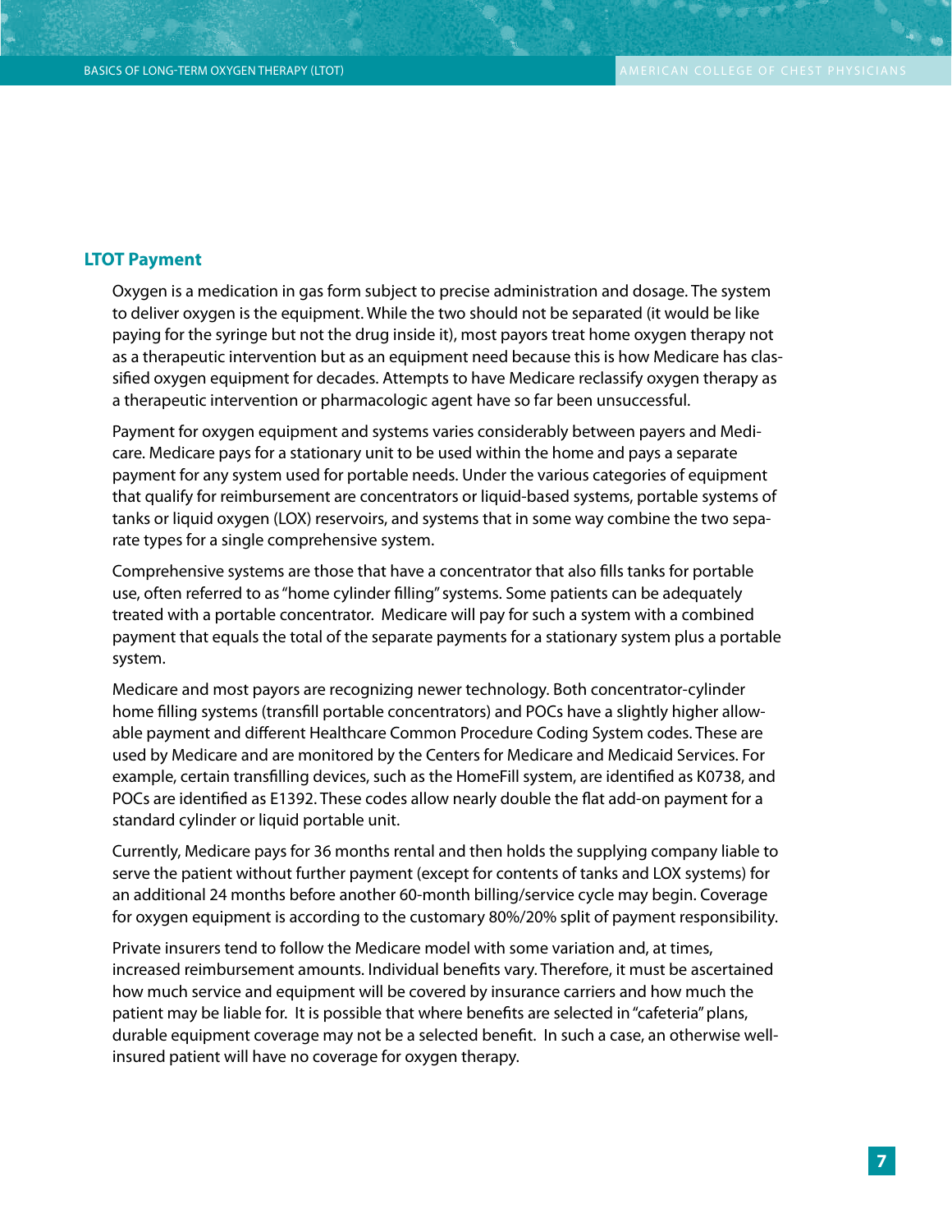## LTOT Payment

Oxygen is a medication in gas form subject to precise administration and dosage. The system to deliver oxygen is the equipment. While the two should not be separated (it would be like paying for the syringe but not the drug inside it), most payors treat home oxygen therapy not as a therapeutic intervention but as an equipment need because this is how Medicare has classified oxygen equipment for decades. Attempts to have Medicare reclassify oxygen therapy as a therapeutic intervention or pharmacologic agent have so far been unsuccessful.

Payment for oxygen equipment and systems varies considerably between payers and Medicare. Medicare pays for a stationary unit to be used within the home and pays a separate payment for any system used for portable needs. Under the various categories of equipment that qualify for reimbursement are concentrators or liquid-based systems, portable systems of tanks or liquid oxygen (LOX) reservoirs, and systems that in some way combine the two separate types for a single comprehensive system.

Comprehensive systems are those that have a concentrator that also fills tanks for portable use, often referred to as "home cylinder filling" systems. Some patients can be adequately treated with a portable concentrator. Medicare will pay for such a system with a combined payment that equals the total of the separate payments for a stationary system plus a portable system.

Medicare and most payors are recognizing newer technology. Both concentrator-cylinder home filling systems (transfill portable concentrators) and POCs have a slightly higher allowable payment and different Healthcare Common Procedure Coding System codes. These are used by Medicare and are monitored by the Centers for Medicare and Medicaid Services. For example, certain transfilling devices, such as the HomeFill system, are identified as K0738, and POCs are identified as E1392. These codes allow nearly double the flat add-on payment for a standard cylinder or liquid portable unit.

Currently, Medicare pays for 36 months rental and then holds the supplying company liable to serve the patient without further payment (except for contents of tanks and LOX systems) for an additional 24 months before another 60-month billing/service cycle may begin. Coverage for oxygen equipment is according to the customary 80%/20% split of payment responsibility.

Private insurers tend to follow the Medicare model with some variation and, at times, increased reimbursement amounts. Individual benefits vary. Therefore, it must be ascertained how much service and equipment will be covered by insurance carriers and how much the patient may be liable for. It is possible that where benefits are selected in "cafeteria" plans, durable equipment coverage may not be a selected benefit. In such a case, an otherwise well-insured patient will have no coverage for oxygen therapy.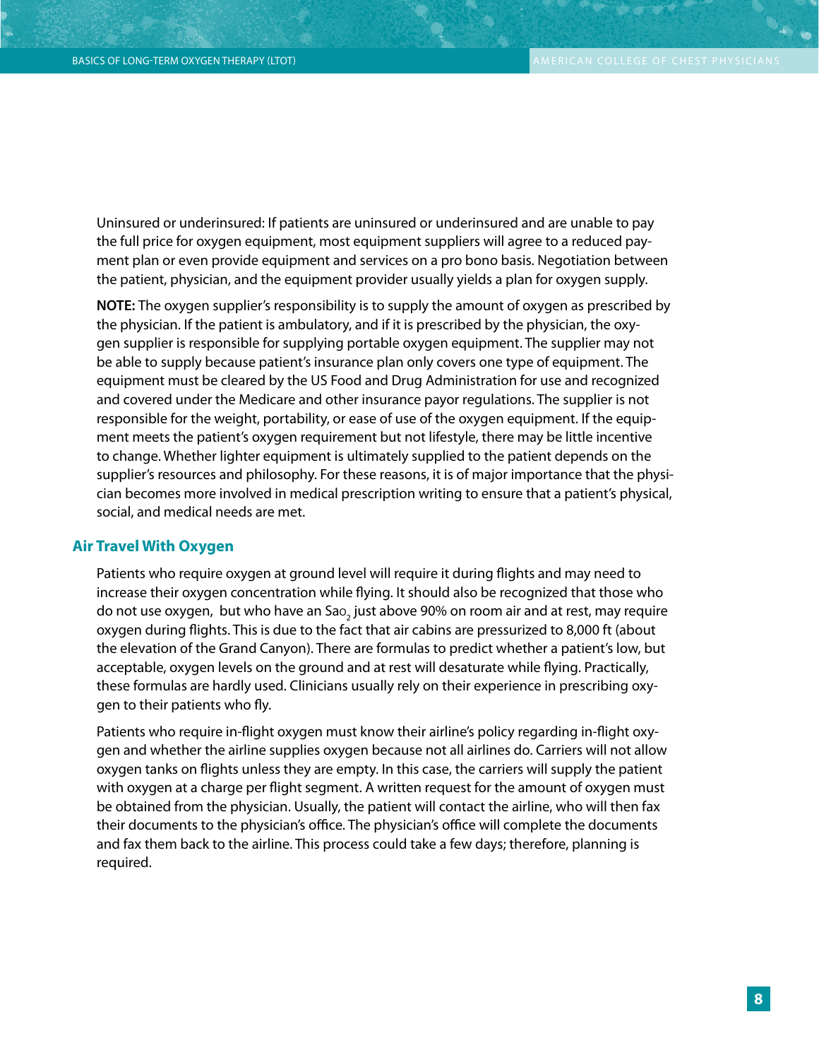Uninsured or underinsured: If patients are uninsured or underinsured and are unable to pay the full price for oxygen equipment, most equipment suppliers will agree to a reduced payment plan or even provide equipment and services on a pro bono basis. Negotiation between the patient, physician, and the equipment provider usually yields a plan for oxygen supply.

**NOTE:** The oxygen supplier's responsibility is to supply the amount of oxygen as prescribed by the physician. If the patient is ambulatory, and if it is prescribed by the physician, the oxygen supplier is responsible for supplying portable oxygen equipment. The supplier may not be able to supply because patient's insurance plan only covers one type of equipment. The equipment must be cleared by the US Food and Drug Administration for use and recognized and covered under the Medicare and other insurance payor regulations. The supplier is not responsible for the weight, portability, or ease of use of the oxygen equipment. If the equipment meets the patient's oxygen requirement but not lifestyle, there may be little incentive to change. Whether lighter equipment is ultimately supplied to the patient depends on the supplier's resources and philosophy. For these reasons, it is of major importance that the physician becomes more involved in medical prescription writing to ensure that a patient's physical, social, and medical needs are met.

## Air Travel With Oxygen

Patients who require oxygen at ground level will require it during flights and may need to increase their oxygen concentration while flying. It should also be recognized that those who do not use oxygen, but who have an $Sao_2$ just above 90% on room air and at rest, may require oxygen during flights. This is due to the fact that air cabins are pressurized to 8,000 ft (about the elevation of the Grand Canyon). There are formulas to predict whether a patient's low, but acceptable, oxygen levels on the ground and at rest will desaturate while flying. Practically, these formulas are hardly used. Clinicians usually rely on their experience in prescribing oxygen to their patients who fly.

Patients who require in-flight oxygen must know their airline's policy regarding in-flight oxygen and whether the airline supplies oxygen because not all airlines do. Carriers will not allow oxygen tanks on flights unless they are empty. In this case, the carriers will supply the patient with oxygen at a charge per flight segment. A written request for the amount of oxygen must be obtained from the physician. Usually, the patient will contact the airline, who will then fax their documents to the physician's office. The physician's office will complete the documents and fax them back to the airline. This process could take a few days; therefore, planning is required.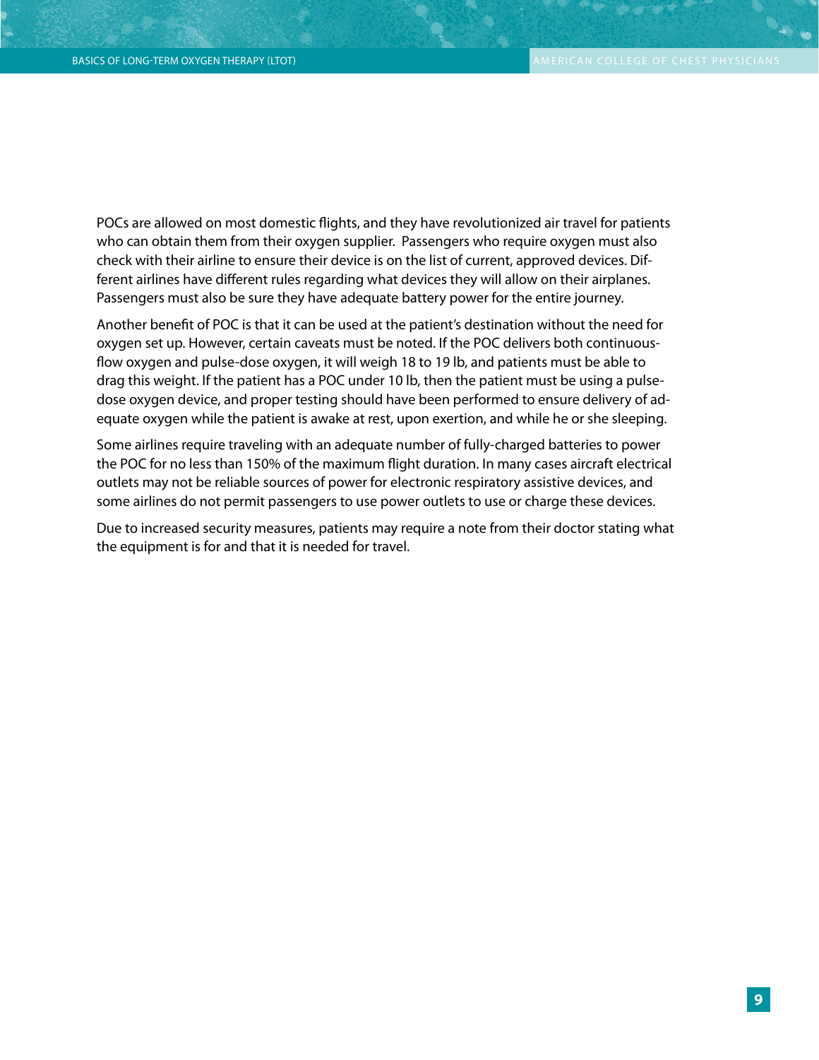POCs are allowed on most domestic flights, and they have revolutionized air travel for patients who can obtain them from their oxygen supplier. Passengers who require oxygen must also check with their airline to ensure their device is on the list of current, approved devices. Different airlines have different rules regarding what devices they will allow on their airplanes. Passengers must also be sure they have adequate battery power for the entire journey.

Another benefit of POC is that it can be used at the patient's destination without the need for oxygen set up. However, certain caveats must be noted. If the POC delivers both continuous-flow oxygen and pulse-dose oxygen, it will weigh 18 to 19 lb, and patients must be able to drag this weight. If the patient has a POC under 10 lb, then the patient must be using a pulse-dose oxygen device, and proper testing should have been performed to ensure delivery of adequate oxygen while the patient is awake at rest, upon exertion, and while he or she sleeping.

Some airlines require traveling with an adequate number of fully-charged batteries to power the POC for no less than 150% of the maximum flight duration. In many cases aircraft electrical outlets may not be reliable sources of power for electronic respiratory assistive devices, and some airlines do not permit passengers to use power outlets to use or charge these devices.

Due to increased security measures, patients may require a note from their doctor stating what the equipment is for and that it is needed for travel.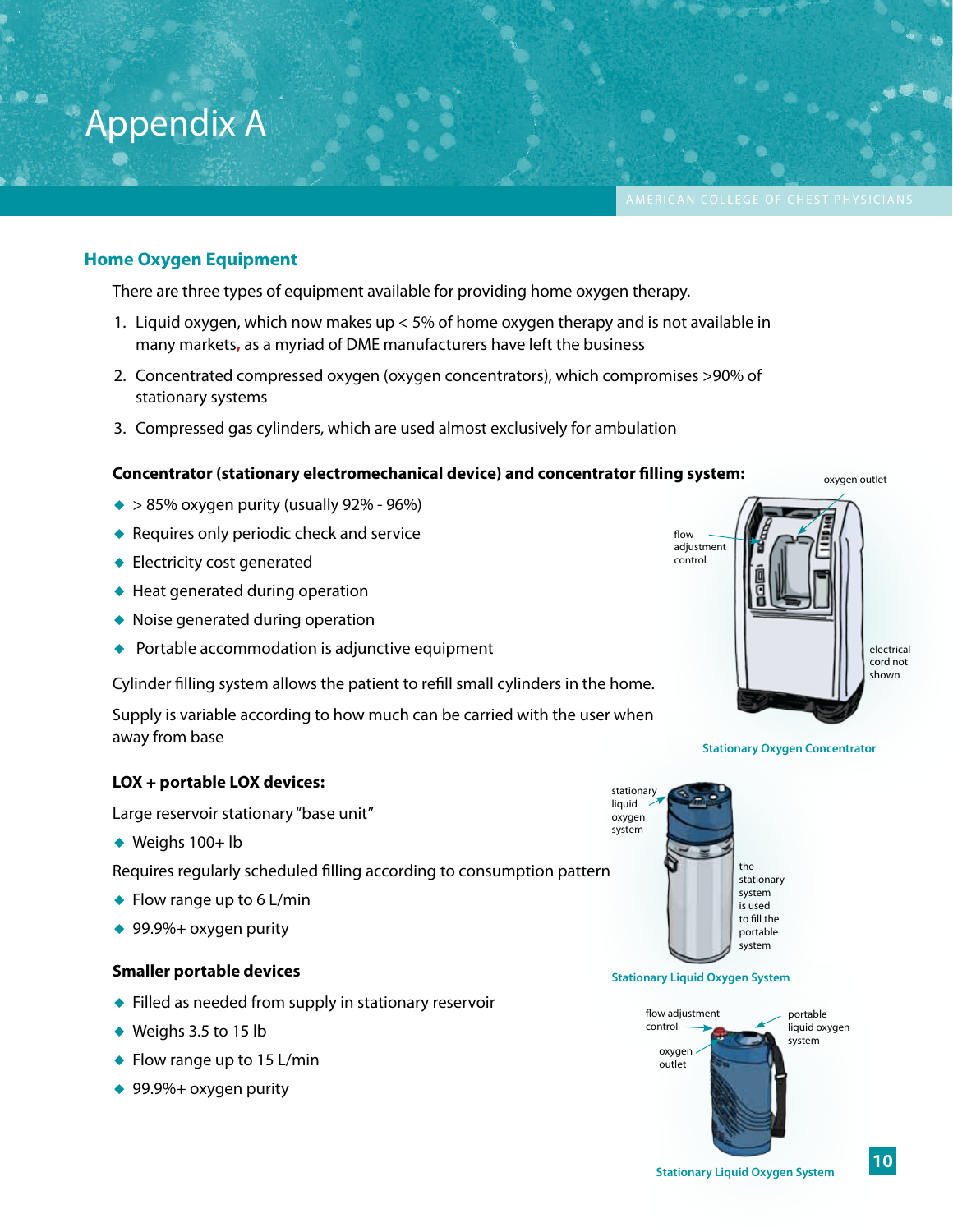# Appendix A

## Home Oxygen Equipment

There are three types of equipment available for providing home oxygen therapy.

1. Liquid oxygen, which now makes up < 5% of home oxygen therapy and is not available in many markets, as a myriad of DME manufacturers have left the business
2. Concentrated compressed oxygen (oxygen concentrators), which compromises >90% of stationary systems
3. Compressed gas cylinders, which are used almost exclusively for ambulation

**Concentrator (stationary electromechanical device) and concentrator filling system:**

- > 85% oxygen purity (usually 92% - 96%)
- Requires only periodic check and service
- Electricity cost generated
- Heat generated during operation
- Noise generated during operation
- Portable accommodation is adjunctive equipment

Cylinder filling system allows the patient to refill small cylinders in the home.

Supply is variable according to how much can be carried with the user when away from base

oxygen outlet

flow adjustment control

electrical cord not shown

Stationary Oxygen Concentrator

**LOX + portable LOX devices:**

Large reservoir stationary "base unit"

- Weighs 100+ lb

Requires regularly scheduled filling according to consumption pattern

- Flow range up to 6 L/min
- 99.9%+ oxygen purity

**Smaller portable devices**

- Filled as needed from supply in stationary reservoir
- Weighs 3.5 to 15 lb
- Flow range up to 15 L/min
- 99.9%+ oxygen purity

stationary liquid oxygen system

the stationary system is used to fill the portable system

Stationary Liquid Oxygen System

flow adjustment control

oxygen outlet

portable liquid oxygen system

Stationary Liquid Oxygen System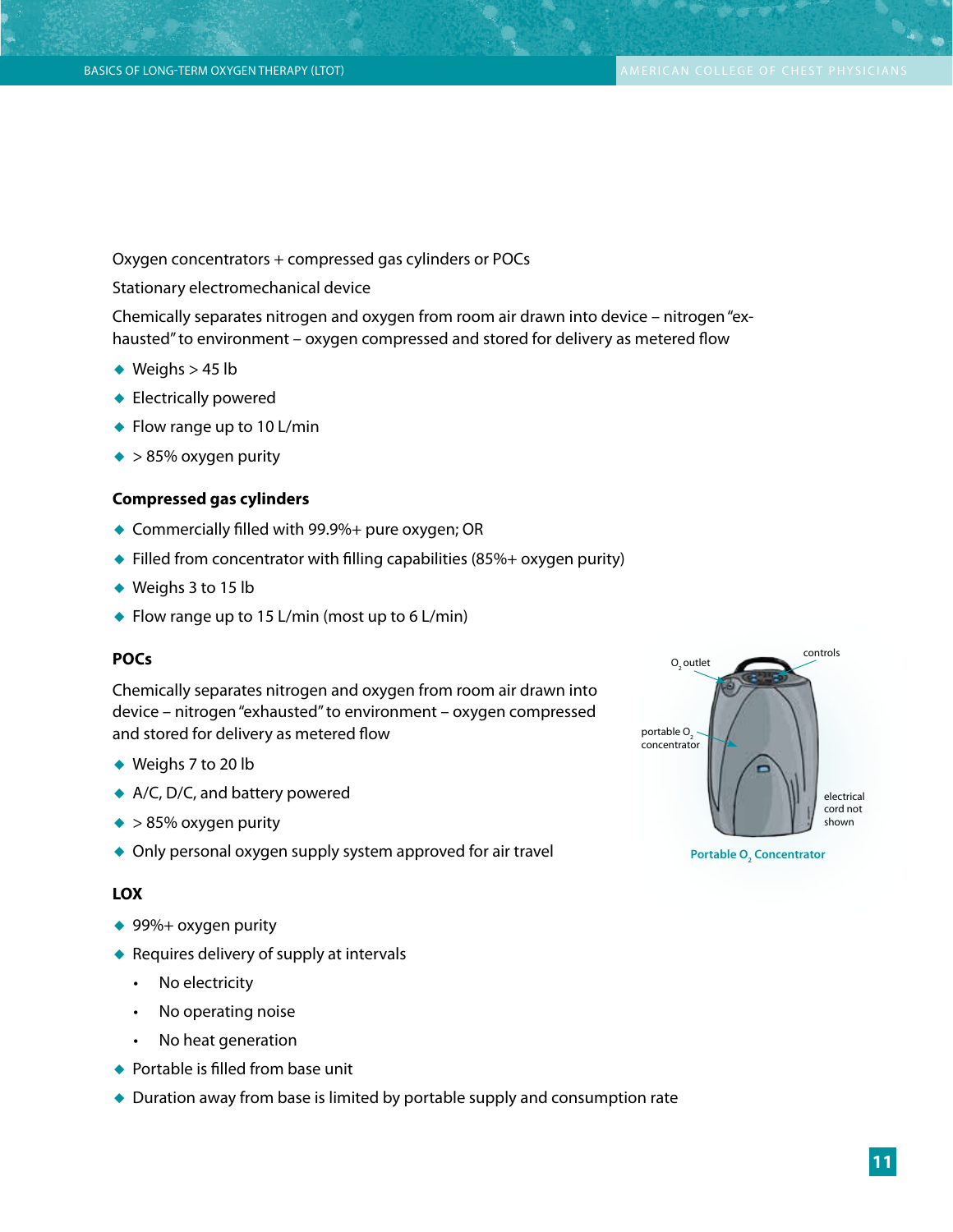Oxygen concentrators + compressed gas cylinders or POCs

Stationary electromechanical device

Chemically separates nitrogen and oxygen from room air drawn into device – nitrogen "exhausted" to environment – oxygen compressed and stored for delivery as metered flow

- Weighs > 45 lb
- Electrically powered
- Flow range up to 10 L/min
- > 85% oxygen purity

**Compressed gas cylinders**

- Commercially filled with 99.9%+ pure oxygen; OR
- Filled from concentrator with filling capabilities (85%+ oxygen purity)
- Weighs 3 to 15 lb
- Flow range up to 15 L/min (most up to 6 L/min)

**POCs**

Chemically separates nitrogen and oxygen from room air drawn into device – nitrogen "exhausted" to environment – oxygen compressed and stored for delivery as metered flow

- Weighs 7 to 20 lb
- A/C, D/C, and battery powered
- > 85% oxygen purity
- Only personal oxygen supply system approved for air travel

$O_2$ outlet; controls; portable $O_2$ concentrator; electrical cord not shown

Portable $O_2$ Concentrator

**LOX**

- 99%+ oxygen purity
- Requires delivery of supply at intervals
  - No electricity
  - No operating noise
  - No heat generation
- Portable is filled from base unit
- Duration away from base is limited by portable supply and consumption rate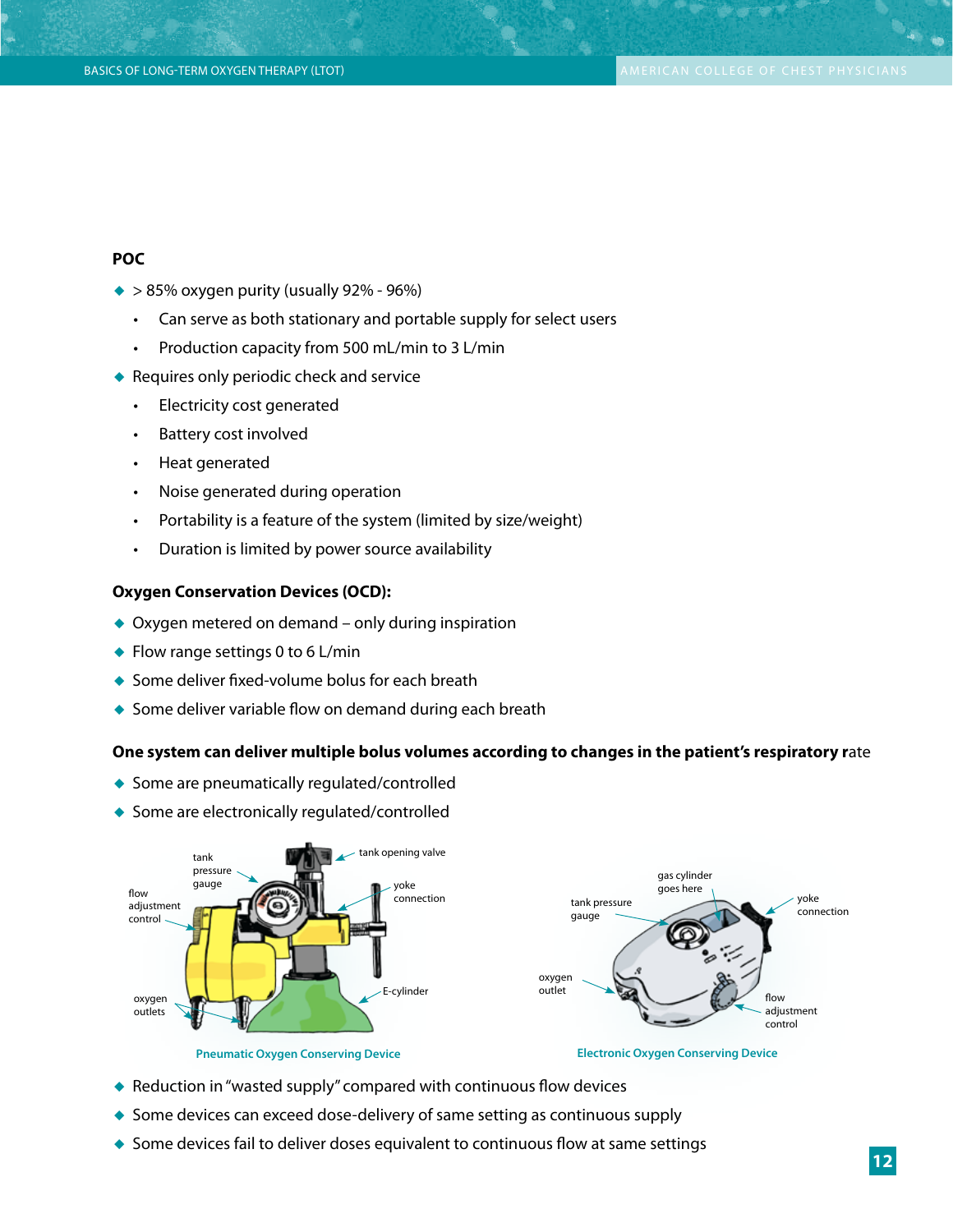**POC**

- > 85% oxygen purity (usually 92% - 96%)
  - Can serve as both stationary and portable supply for select users
  - Production capacity from 500 mL/min to 3 L/min
- Requires only periodic check and service
  - Electricity cost generated
  - Battery cost involved
  - Heat generated
  - Noise generated during operation
  - Portability is a feature of the system (limited by size/weight)
  - Duration is limited by power source availability

**Oxygen Conservation Devices (OCD):**

- Oxygen metered on demand – only during inspiration
- Flow range settings 0 to 6 L/min
- Some deliver fixed-volume bolus for each breath
- Some deliver variable flow on demand during each breath

**One system can deliver multiple bolus volumes according to changes in the patient's respiratory r**ate

- Some are pneumatically regulated/controlled
- Some are electronically regulated/controlled

Pneumatic Oxygen Conserving Device

Electronic Oxygen Conserving Device

- Reduction in "wasted supply" compared with continuous flow devices
- Some devices can exceed dose-delivery of same setting as continuous supply
- Some devices fail to deliver doses equivalent to continuous flow at same settings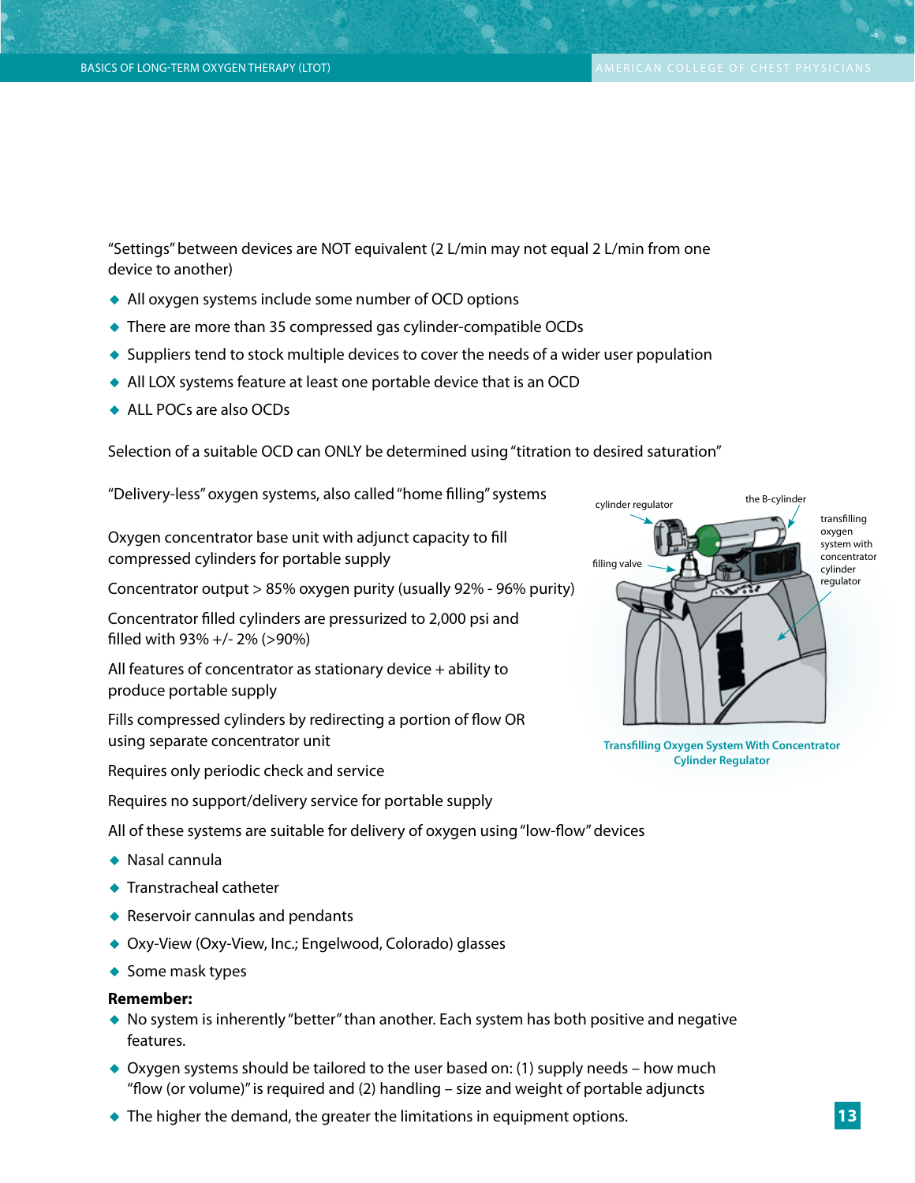"Settings" between devices are NOT equivalent (2 L/min may not equal 2 L/min from one device to another)

- All oxygen systems include some number of OCD options
- There are more than 35 compressed gas cylinder-compatible OCDs
- Suppliers tend to stock multiple devices to cover the needs of a wider user population
- All LOX systems feature at least one portable device that is an OCD
- ALL POCs are also OCDs

Selection of a suitable OCD can ONLY be determined using "titration to desired saturation"

"Delivery-less" oxygen systems, also called "home filling" systems

Oxygen concentrator base unit with adjunct capacity to fill compressed cylinders for portable supply

Concentrator output > 85% oxygen purity (usually 92% - 96% purity)

Concentrator filled cylinders are pressurized to 2,000 psi and filled with 93% +/- 2% (>90%)

All features of concentrator as stationary device + ability to produce portable supply

Fills compressed cylinders by redirecting a portion of flow OR using separate concentrator unit

Requires only periodic check and service

Requires no support/delivery service for portable supply

Transfilling Oxygen System With Concentrator Cylinder Regulator

All of these systems are suitable for delivery of oxygen using "low-flow" devices

- Nasal cannula
- Transtracheal catheter
- Reservoir cannulas and pendants
- Oxy-View (Oxy-View, Inc.; Engelwood, Colorado) glasses
- Some mask types

**Remember:**

- No system is inherently "better" than another. Each system has both positive and negative features.
- Oxygen systems should be tailored to the user based on: (1) supply needs – how much "flow (or volume)" is required and (2) handling – size and weight of portable adjuncts
- The higher the demand, the greater the limitations in equipment options.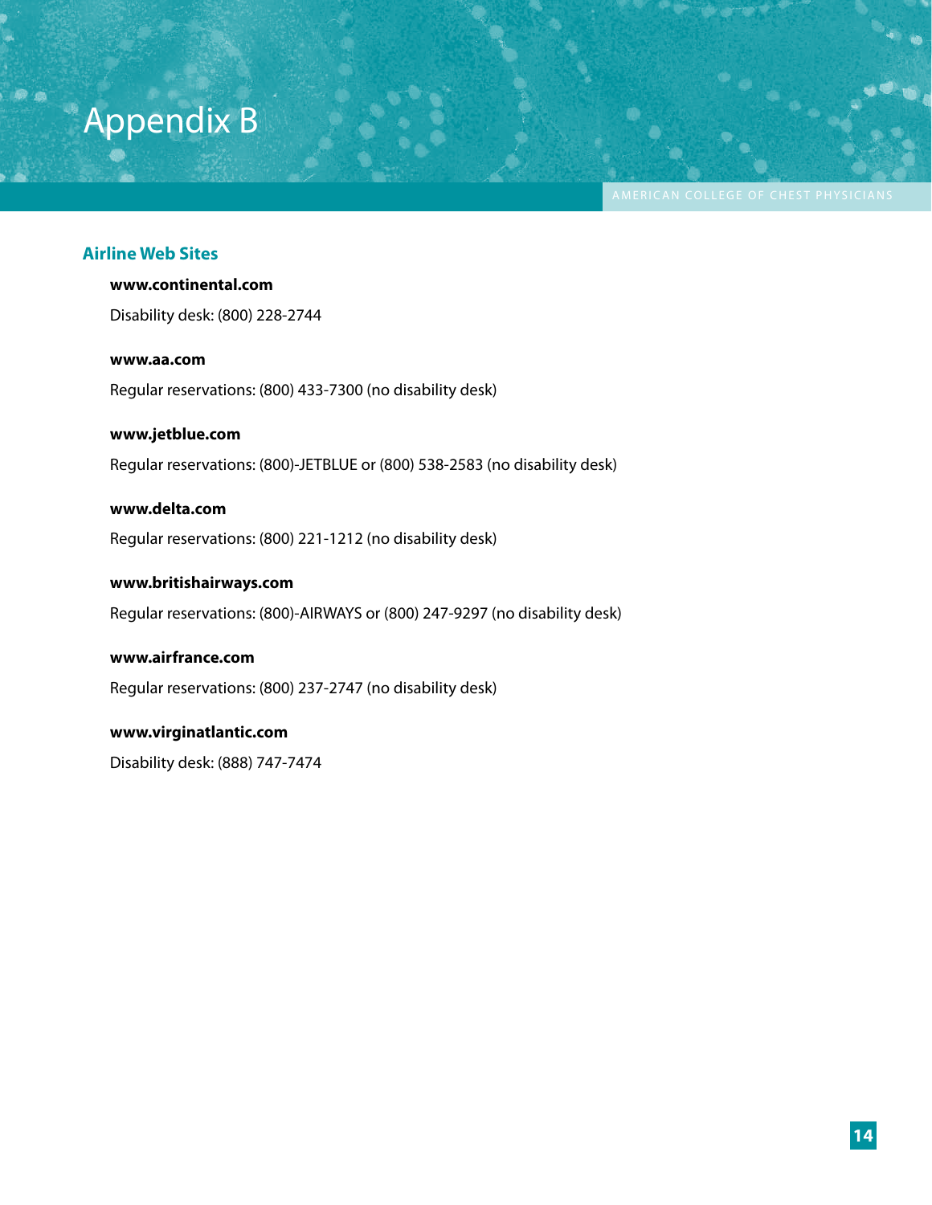# Appendix B

## Airline Web Sites

**www.continental.com**

Disability desk: (800) 228-2744

**www.aa.com**

Regular reservations: (800) 433-7300 (no disability desk)

**www.jetblue.com**

Regular reservations: (800)-JETBLUE or (800) 538-2583 (no disability desk)

**www.delta.com**

Regular reservations: (800) 221-1212 (no disability desk)

**www.britishairways.com**

Regular reservations: (800)-AIRWAYS or (800) 247-9297 (no disability desk)

**www.airfrance.com**

Regular reservations: (800) 237-2747 (no disability desk)

**www.virginatlantic.com**

Disability desk: (888) 747-7474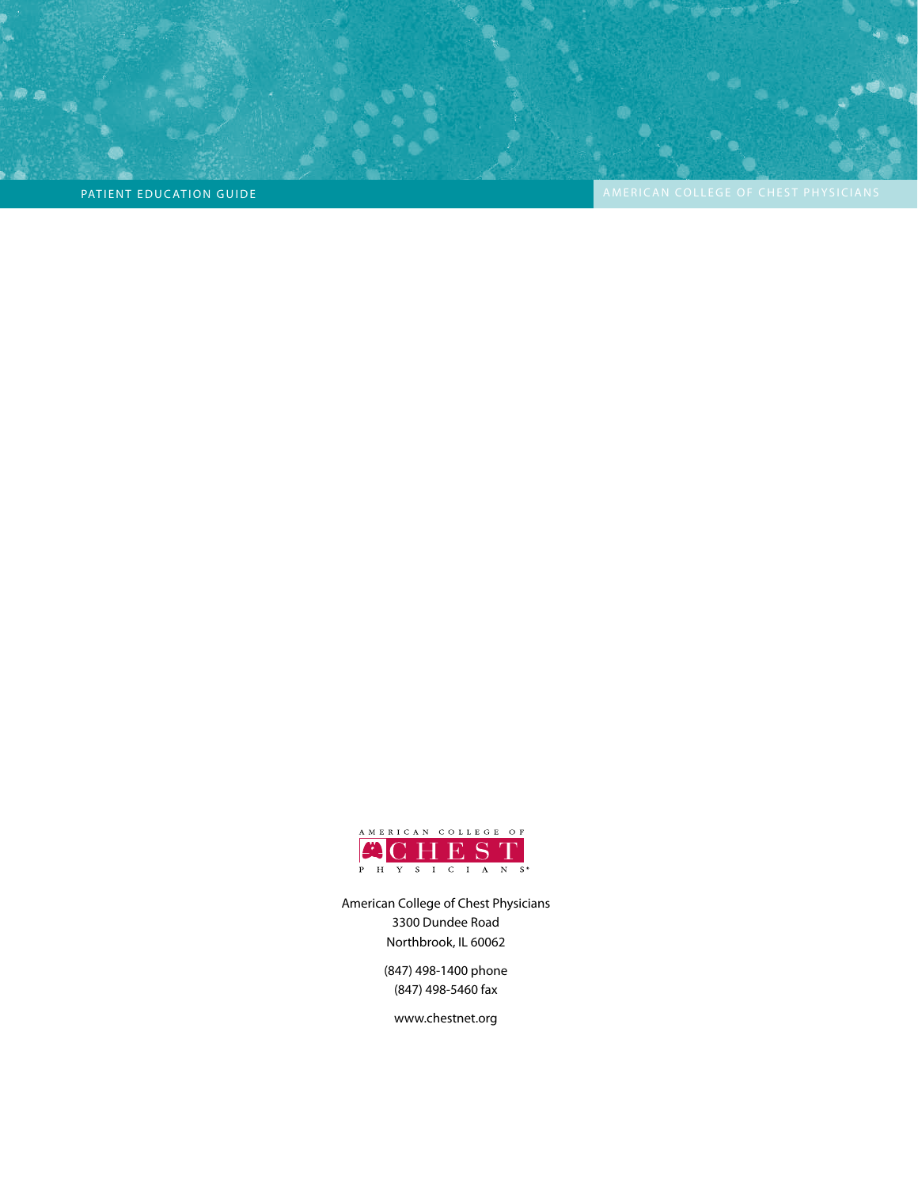PATIENT EDUCATION GUIDE

AMERICAN COLLEGE OF CHEST PHYSICIANS

AMERICAN COLLEGE OF CHEST PHYSICIANS®

American College of Chest Physicians
3300 Dundee Road
Northbrook, IL 60062

(847) 498-1400 phone
(847) 498-5460 fax

www.chestnet.org